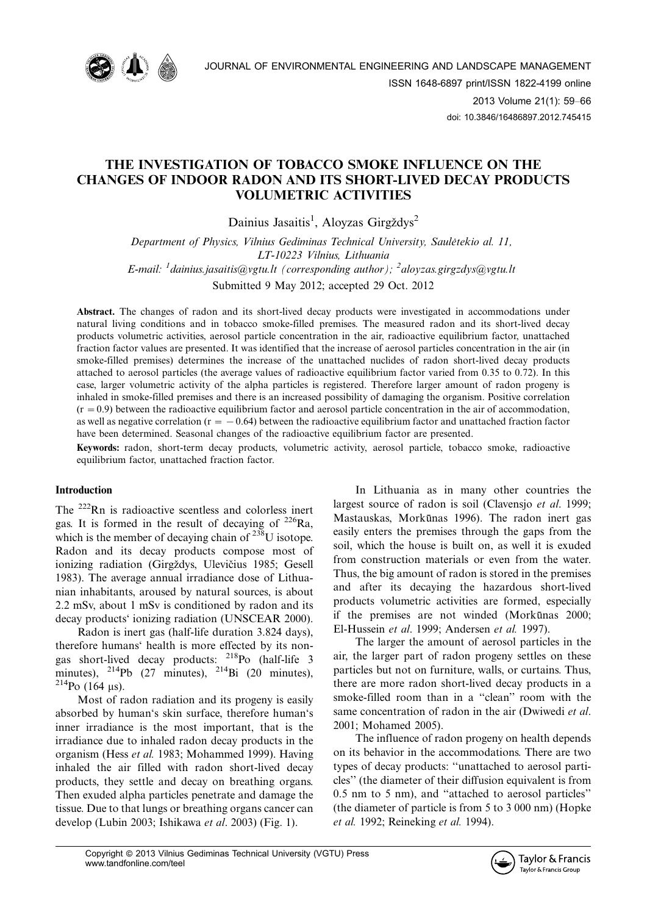# THE INVESTIGATION OF TOBACCO SMOKE INFLUENCE ON THE CHANGES OF INDOOR RADON AND ITS SHORT-LIVED DECAY PRODUCTS VOLUMETRIC ACTIVITIES

Dainius Jasaitis[1], Aloyzas Girgždys[2]

*Department of Physics, Vilnius Gediminas Technical University, Saulėtekio al. 11, LT-10223 Vilnius, Lithuania*

*E-mail: [1]dainius.jasaitis@vgtu.lt (corresponding author); [2]aloyzas.girgzdys@vgtu.lt*

Submitted 9 May 2012; accepted 29 Oct. 2012

**Abstract.** The changes of radon and its short-lived decay products were investigated in accommodations under natural living conditions and in tobacco smoke-filled premises. The measured radon and its short-lived decay products volumetric activities, aerosol particle concentration in the air, radioactive equilibrium factor, unattached fraction factor values are presented. It was identified that the increase of aerosol particles concentration in the air (in smoke-filled premises) determines the increase of the unattached nuclides of radon short-lived decay products attached to aerosol particles (the average values of radioactive equilibrium factor varied from 0.35 to 0.72). In this case, larger volumetric activity of the alpha particles is registered. Therefore larger amount of radon progeny is inhaled in smoke-filled premises and there is an increased possibility of damaging the organism. Positive correlation ($r = 0.9$) between the radioactive equilibrium factor and aerosol particle concentration in the air of accommodation, as well as negative correlation ($r = -0.64$) between the radioactive equilibrium factor and unattached fraction factor have been determined. Seasonal changes of the radioactive equilibrium factor are presented.

**Keywords:** radon, short-term decay products, volumetric activity, aerosol particle, tobacco smoke, radioactive equilibrium factor, unattached fraction factor.

## Introduction

The $^{222}$Rn is radioactive scentless and colorless inert gas. It is formed in the result of decaying of $^{226}$Ra, which is the member of decaying chain of $^{238}$U isotope. Radon and its decay products compose most of ionizing radiation (Girgždys, Ulevičius 1985; Gesell 1983). The average annual irradiance dose of Lithuanian inhabitants, aroused by natural sources, is about 2.2 mSv, about 1 mSv is conditioned by radon and its decay products' ionizing radiation (UNSCEAR 2000).

Radon is inert gas (half-life duration 3.824 days), therefore humans' health is more effected by its non-gas short-lived decay products: $^{218}$Po (half-life 3 minutes), $^{214}$Pb (27 minutes), $^{214}$Bi (20 minutes), $^{214}$Po (164 μs).

Most of radon radiation and its progeny is easily absorbed by human's skin surface, therefore human's inner irradiance is the most important, that is the irradiance due to inhaled radon decay products in the organism (Hess *et al.* 1983; Mohammed 1999). Having inhaled the air filled with radon short-lived decay products, they settle and decay on breathing organs. Then exuded alpha particles penetrate and damage the tissue. Due to that lungs or breathing organs cancer can develop (Lubin 2003; Ishikawa *et al*. 2003) (Fig. 1).

In Lithuania as in many other countries the largest source of radon is soil (Clavensjo *et al*. 1999; Mastauskas, Morkūnas 1996). The radon inert gas easily enters the premises through the gaps from the soil, which the house is built on, as well it is exuded from construction materials or even from the water. Thus, the big amount of radon is stored in the premises and after its decaying the hazardous short-lived products volumetric activities are formed, especially if the premises are not winded (Morkūnas 2000; El-Hussein *et al*. 1999; Andersen *et al*. 1997).

The larger the amount of aerosol particles in the air, the larger part of radon progeny settles on these particles but not on furniture, walls, or curtains. Thus, there are more radon short-lived decay products in a smoke-filled room than in a "clean" room with the same concentration of radon in the air (Dwiwedi *et al*. 2001; Mohamed 2005).

The influence of radon progeny on health depends on its behavior in the accommodations. There are two types of decay products: "unattached to aerosol particles" (the diameter of their diffusion equivalent is from 0.5 nm to 5 nm), and "attached to aerosol particles" (the diameter of particle is from 5 to 3 000 nm) (Hopke *et al.* 1992; Reineking *et al.* 1994).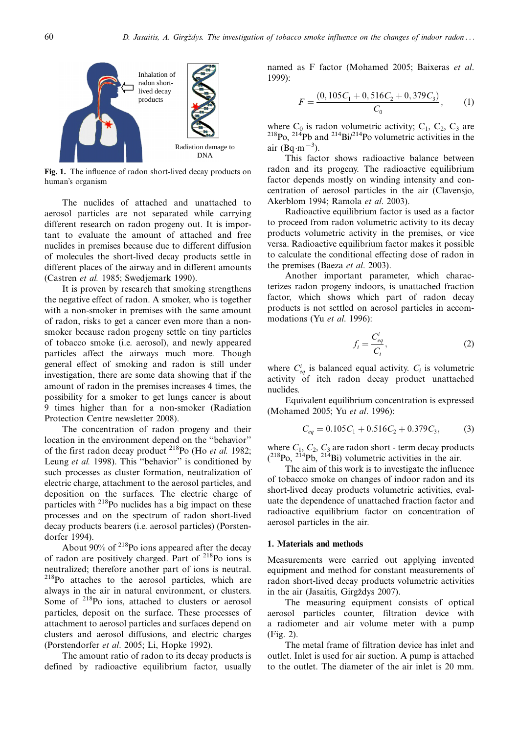Fig. 1. The influence of radon short-lived decay products on human's organism

The nuclides of attached and unattached to aerosol particles are not separated while carrying different research on radon progeny out. It is important to evaluate the amount of attached and free nuclides in premises because due to different diffusion of molecules the short-lived decay products settle in different places of the airway and in different amounts (Castren *et al.* 1985; Swedjemark 1990).

It is proven by research that smoking strengthens the negative effect of radon. A smoker, who is together with a non-smoker in premises with the same amount of radon, risks to get a cancer even more than a non-smoker because radon progeny settle on tiny particles of tobacco smoke (i.e. aerosol), and newly appeared particles affect the airways much more. Though general effect of smoking and radon is still under investigation, there are some data showing that if the amount of radon in the premises increases 4 times, the possibility for a smoker to get lungs cancer is about 9 times higher than for a non-smoker (Radiation Protection Centre newsletter 2008).

The concentration of radon progeny and their location in the environment depend on the "behavior" of the first radon decay product $^{218}Po$ (Ho *et al.* 1982; Leung *et al.* 1998). This "behavior" is conditioned by such processes as cluster formation, neutralization of electric charge, attachment to the aerosol particles, and deposition on the surfaces. The electric charge of particles with $^{218}Po$ nuclides has a big impact on these processes and on the spectrum of radon short-lived decay products bearers (i.e. aerosol particles) (Porstendorfer 1994).

About 90% of $^{218}Po$ ions appeared after the decay of radon are positively charged. Part of $^{218}Po$ ions is neutralized; therefore another part of ions is neutral. $^{218}Po$ attaches to the aerosol particles, which are always in the air in natural environment, or clusters. Some of $^{218}Po$ ions, attached to clusters or aerosol particles, deposit on the surface. These processes of attachment to aerosol particles and surfaces depend on clusters and aerosol diffusions, and electric charges (Porstendorfer *et al.* 2005; Li, Hopke 1992).

The amount ratio of radon to its decay products is defined by radioactive equilibrium factor, usually named as F factor (Mohamed 2005; Baixeras *et al.* 1999):

$$F = \frac{(0,105C_1 + 0,516C_2 + 0,379C_3)}{C_0}, \qquad (1)$$

where $C_0$ is radon volumetric activity; $C_1$, $C_2$, $C_3$ are $^{218}Po$, $^{214}Pb$ and $^{214}Bi/^{214}Po$ volumetric activities in the air ($Bq \cdot m^{-3}$).

This factor shows radioactive balance between radon and its progeny. The radioactive equilibrium factor depends mostly on winding intensity and concentration of aerosol particles in the air (Clavensjo, Akerblom 1994; Ramola *et al.* 2003).

Radioactive equilibrium factor is used as a factor to proceed from radon volumetric activity to its decay products volumetric activity in the premises, or vice versa. Radioactive equilibrium factor makes it possible to calculate the conditional effecting dose of radon in the premises (Baeza *et al.* 2003).

Another important parameter, which characterizes radon progeny indoors, is unattached fraction factor, which shows which part of radon decay products is not settled on aerosol particles in accommodations (Yu *et al.* 1996):

$$f_i = \frac{C_{eq}^i}{C_i}, \qquad (2)$$

where $C_{eq}^i$ is balanced equal activity. $C_i$ is volumetric activity of itch radon decay product unattached nuclides.

Equivalent equilibrium concentration is expressed (Mohamed 2005; Yu *et al.* 1996):

$$C_{eq} = 0.105C_1 + 0.516C_2 + 0.379C_3, \qquad (3)$$

where $C_1$, $C_2$, $C_3$ are radon short - term decay products ($^{218}Po$, $^{214}Pb$, $^{214}Bi$) volumetric activities in the air.

The aim of this work is to investigate the influence of tobacco smoke on changes of indoor radon and its short-lived decay products volumetric activities, evaluate the dependence of unattached fraction factor and radioactive equilibrium factor on concentration of aerosol particles in the air.

## 1. Materials and methods

Measurements were carried out applying invented equipment and method for constant measurements of radon short-lived decay products volumetric activities in the air (Jasaitis, Girgždys 2007).

The measuring equipment consists of optical aerosol particles counter, filtration device with a radiometer and air volume meter with a pump (Fig. 2).

The metal frame of filtration device has inlet and outlet. Inlet is used for air suction. A pump is attached to the outlet. The diameter of the air inlet is 20 mm.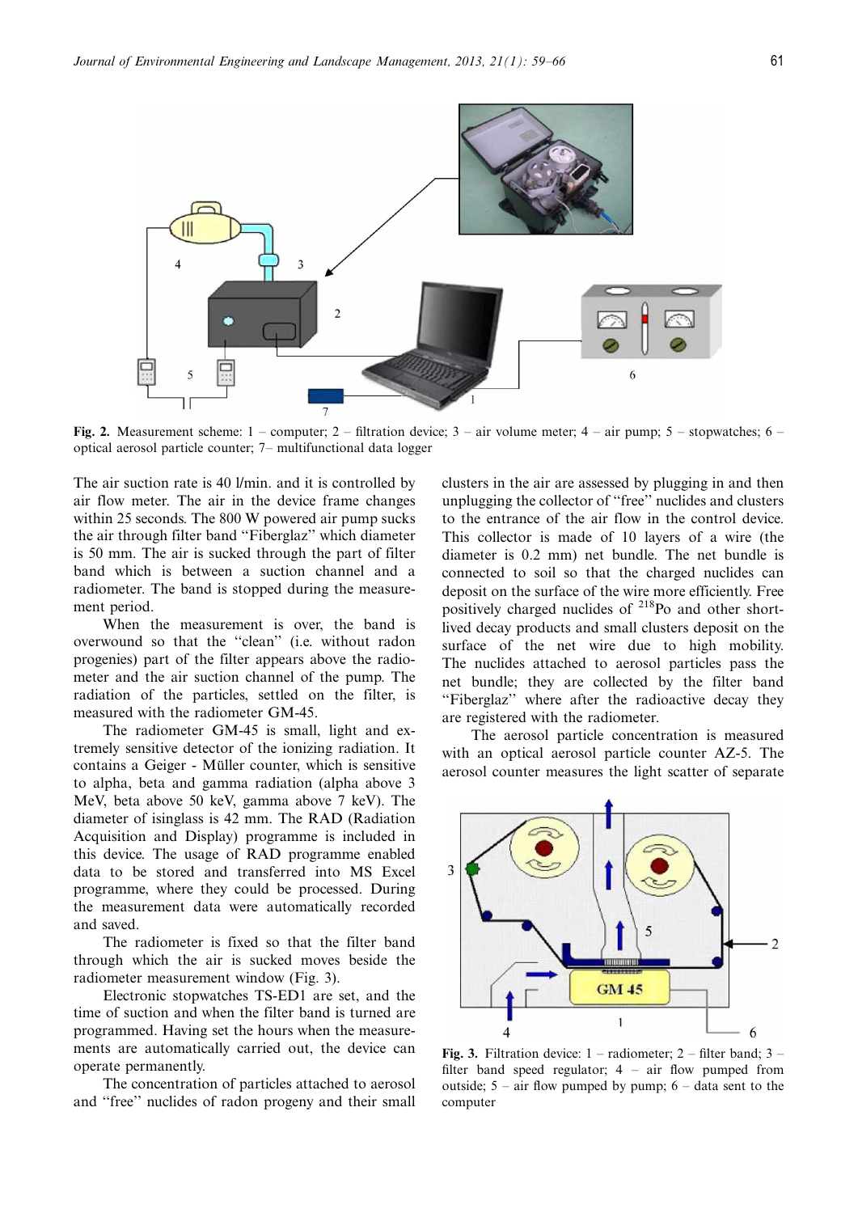Fig. 2. Measurement scheme: 1 – computer; 2 – filtration device; 3 – air volume meter; 4 – air pump; 5 – stopwatches; 6 – optical aerosol particle counter; 7– multifunctional data logger

The air suction rate is 40 l/min. and it is controlled by air flow meter. The air in the device frame changes within 25 seconds. The 800 W powered air pump sucks the air through filter band "Fiberglaz" which diameter is 50 mm. The air is sucked through the part of filter band which is between a suction channel and a radiometer. The band is stopped during the measurement period.

When the measurement is over, the band is overwound so that the "clean" (i.e. without radon progenies) part of the filter appears above the radiometer and the air suction channel of the pump. The radiation of the particles, settled on the filter, is measured with the radiometer GM-45.

The radiometer GM-45 is small, light and extremely sensitive detector of the ionizing radiation. It contains a Geiger - Müller counter, which is sensitive to alpha, beta and gamma radiation (alpha above 3 MeV, beta above 50 keV, gamma above 7 keV). The diameter of isinglass is 42 mm. The RAD (Radiation Acquisition and Display) programme is included in this device. The usage of RAD programme enabled data to be stored and transferred into MS Excel programme, where they could be processed. During the measurement data were automatically recorded and saved.

The radiometer is fixed so that the filter band through which the air is sucked moves beside the radiometer measurement window (Fig. 3).

Electronic stopwatches TS-ED1 are set, and the time of suction and when the filter band is turned are programmed. Having set the hours when the measurements are automatically carried out, the device can operate permanently.

The concentration of particles attached to aerosol and "free" nuclides of radon progeny and their small clusters in the air are assessed by plugging in and then unplugging the collector of "free" nuclides and clusters to the entrance of the air flow in the control device. This collector is made of 10 layers of a wire (the diameter is 0.2 mm) net bundle. The net bundle is connected to soil so that the charged nuclides can deposit on the surface of the wire more efficiently. Free positively charged nuclides of $^{218}Po$ and other short-lived decay products and small clusters deposit on the surface of the net wire due to high mobility. The nuclides attached to aerosol particles pass the net bundle; they are collected by the filter band "Fiberglaz" where after the radioactive decay they are registered with the radiometer.

The aerosol particle concentration is measured with an optical aerosol particle counter AZ-5. The aerosol counter measures the light scatter of separate

Fig. 3. Filtration device: 1 – radiometer; 2 – filter band; 3 – filter band speed regulator; 4 – air flow pumped from outside; 5 – air flow pumped by pump; 6 – data sent to the computer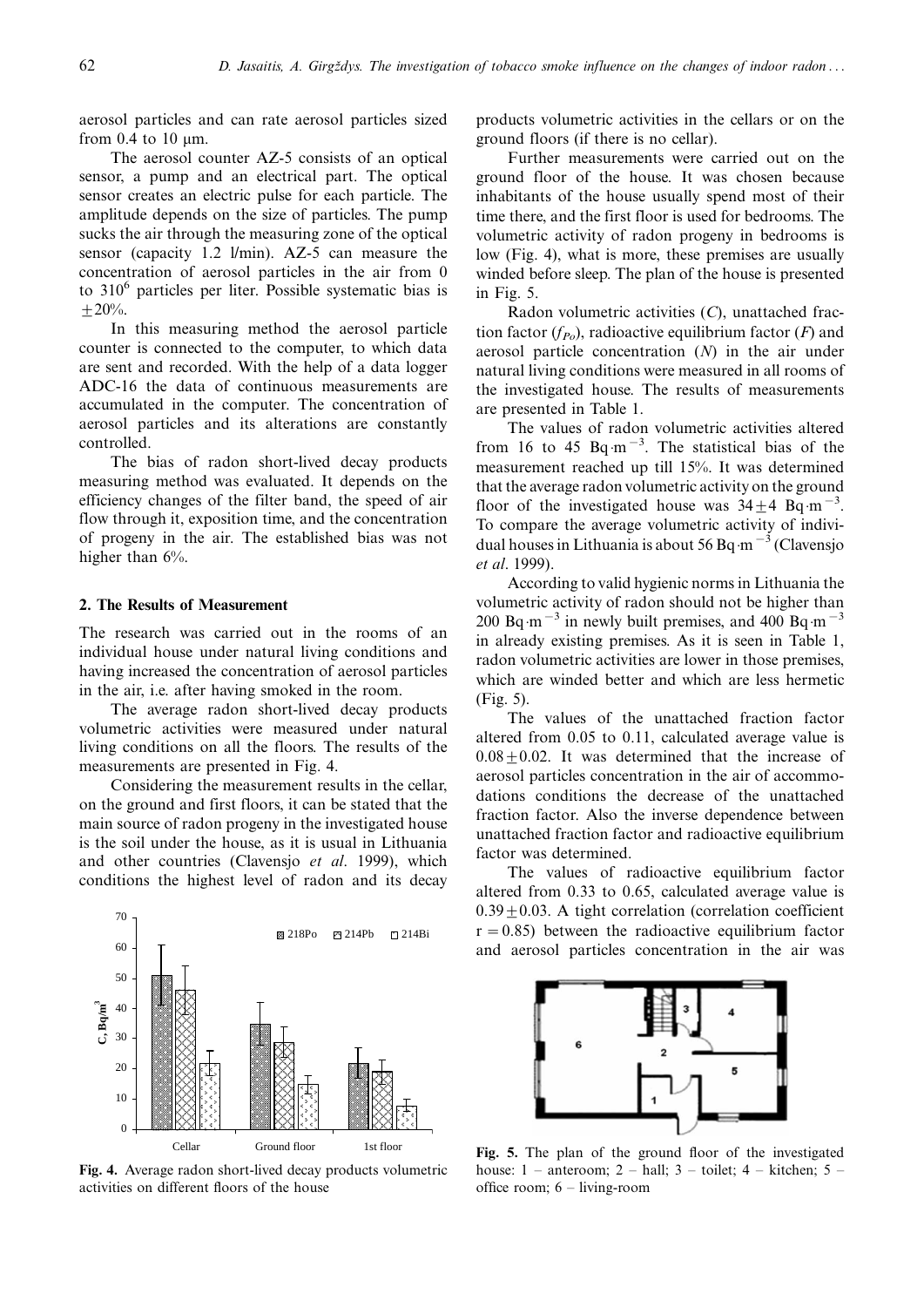aerosol particles and can rate aerosol particles sized from 0.4 to 10 μm.

The aerosol counter AZ-5 consists of an optical sensor, a pump and an electrical part. The optical sensor creates an electric pulse for each particle. The amplitude depends on the size of particles. The pump sucks the air through the measuring zone of the optical sensor (capacity 1.2 l/min). AZ-5 can measure the concentration of aerosol particles in the air from 0 to $3 10^6$ particles per liter. Possible systematic bias is $\pm 20\%$.

In this measuring method the aerosol particle counter is connected to the computer, to which data are sent and recorded. With the help of a data logger ADC-16 the data of continuous measurements are accumulated in the computer. The concentration of aerosol particles and its alterations are constantly controlled.

The bias of radon short-lived decay products measuring method was evaluated. It depends on the efficiency changes of the filter band, the speed of air flow through it, exposition time, and the concentration of progeny in the air. The established bias was not higher than 6%.

## 2. The Results of Measurement

The research was carried out in the rooms of an individual house under natural living conditions and having increased the concentration of aerosol particles in the air, i.e. after having smoked in the room.

The average radon short-lived decay products volumetric activities were measured under natural living conditions on all the floors. The results of the measurements are presented in Fig. 4.

Considering the measurement results in the cellar, on the ground and first floors, it can be stated that the main source of radon progeny in the investigated house is the soil under the house, as it is usual in Lithuania and other countries (Clavensjo *et al*. 1999), which conditions the highest level of radon and its decay products volumetric activities in the cellars or on the ground floors (if there is no cellar).

**Fig. 4.** Average radon short-lived decay products volumetric activities on different floors of the house

Further measurements were carried out on the ground floor of the house. It was chosen because inhabitants of the house usually spend most of their time there, and the first floor is used for bedrooms. The volumetric activity of radon progeny in bedrooms is low (Fig. 4), what is more, these premises are usually winded before sleep. The plan of the house is presented in Fig. 5.

Radon volumetric activities ($C$), unattached fraction factor ($f_{Po}$), radioactive equilibrium factor ($F$) and aerosol particle concentration ($N$) in the air under natural living conditions were measured in all rooms of the investigated house. The results of measurements are presented in Table 1.

The values of radon volumetric activities altered from 16 to 45 $\mathrm{Bq \cdot m^{-3}}$. The statistical bias of the measurement reached up till 15%. It was determined that the average radon volumetric activity on the ground floor of the investigated house was $34 \pm 4$ $\mathrm{Bq \cdot m^{-3}}$. To compare the average volumetric activity of individual houses in Lithuania is about 56 $\mathrm{Bq \cdot m^{-3}}$ (Clavensjo *et al*. 1999).

According to valid hygienic norms in Lithuania the volumetric activity of radon should not be higher than 200 $\mathrm{Bq \cdot m^{-3}}$ in newly built premises, and 400 $\mathrm{Bq \cdot m^{-3}}$ in already existing premises. As it is seen in Table 1, radon volumetric activities are lower in those premises, which are winded better and which are less hermetic (Fig. 5).

The values of the unattached fraction factor altered from 0.05 to 0.11, calculated average value is $0.08 \pm 0.02$. It was determined that the increase of aerosol particles concentration in the air of accommodations conditions the decrease of the unattached fraction factor. Also the inverse dependence between unattached fraction factor and radioactive equilibrium factor was determined.

The values of radioactive equilibrium factor altered from 0.33 to 0.65, calculated average value is $0.39 \pm 0.03$. A tight correlation (correlation coefficient $r = 0.85$) between the radioactive equilibrium factor and aerosol particles concentration in the air was

**Fig. 5.** The plan of the ground floor of the investigated house: 1 – anteroom; 2 – hall; 3 – toilet; 4 – kitchen; 5 – office room; 6 – living-room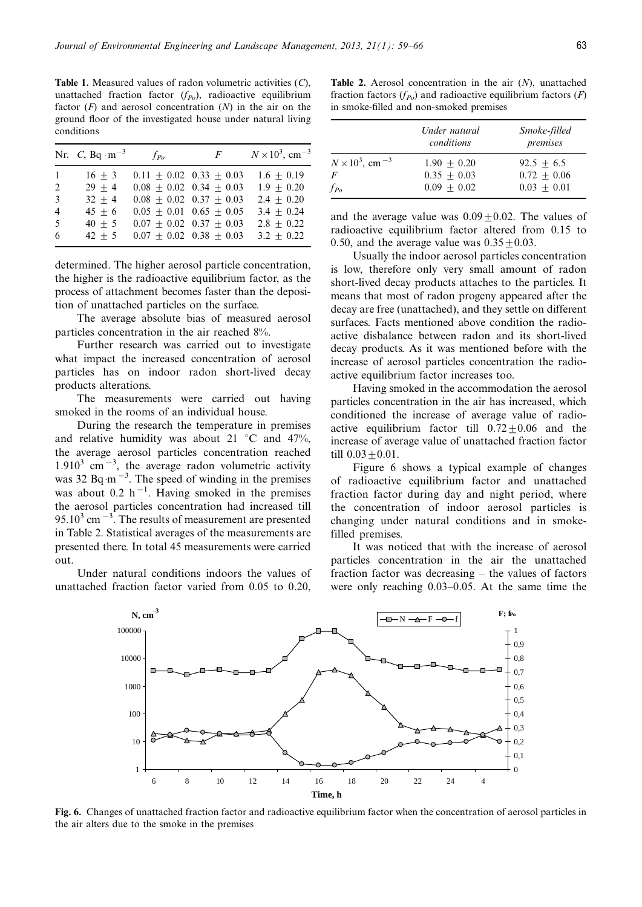**Table 1.** Measured values of radon volumetric activities ($C$), unattached fraction factor ($f_{Po}$), radioactive equilibrium factor ($F$) and aerosol concentration ($N$) in the air on the ground floor of the investigated house under natural living conditions

| Nr. | $C$, $Bq \cdot m^{-3}$ | $f_{Po}$ | $F$ | $N \times 10^3$, $cm^{-3}$ |
|---|---|---|---|---|
| 1 | $16 \pm 3$ | $0.11 \pm 0.02$ | $0.33 \pm 0.03$ | $1.6 \pm 0.19$ |
| 2 | $29 \pm 4$ | $0.08 \pm 0.02$ | $0.34 \pm 0.03$ | $1.9 \pm 0.20$ |
| 3 | $32 \pm 4$ | $0.08 \pm 0.02$ | $0.37 \pm 0.03$ | $2.4 \pm 0.20$ |
| 4 | $45 \pm 6$ | $0.05 \pm 0.01$ | $0.65 \pm 0.05$ | $3.4 \pm 0.24$ |
| 5 | $40 \pm 5$ | $0.07 \pm 0.02$ | $0.37 \pm 0.03$ | $2.8 \pm 0.22$ |
| 6 | $42 \pm 5$ | $0.07 \pm 0.02$ | $0.38 \pm 0.03$ | $3.2 \pm 0.22$ |

determined. The higher aerosol particle concentration, the higher is the radioactive equilibrium factor, as the process of attachment becomes faster than the deposition of unattached particles on the surface.

The average absolute bias of measured aerosol particles concentration in the air reached 8%.

Further research was carried out to investigate what impact the increased concentration of aerosol particles has on indoor radon short-lived decay products alterations.

The measurements were carried out having smoked in the rooms of an individual house.

During the research the temperature in premises and relative humidity was about 21 °C and 47%, the average aerosol particles concentration reached $1.910^3$ $cm^{-3}$, the average radon volumetric activity was 32 $Bq \cdot m^{-3}$. The speed of winding in the premises was about 0.2 $h^{-1}$. Having smoked in the premises the aerosol particles concentration had increased till $95.10^3$ $cm^{-3}$. The results of measurement are presented in Table 2. Statistical averages of the measurements are presented there. In total 45 measurements were carried out.

Under natural conditions indoors the values of unattached fraction factor varied from 0.05 to 0.20, and the average value was $0.09 \pm 0.02$. The values of radioactive equilibrium factor altered from 0.15 to 0.50, and the average value was $0.35 \pm 0.03$.

**Table 2.** Aerosol concentration in the air ($N$), unattached fraction factors ($f_{Po}$) and radioactive equilibrium factors ($F$) in smoke-filled and non-smoked premises

| | *Under natural conditions* | *Smoke-filled premises* |
|---|---|---|
| $N \times 10^3$, $cm^{-3}$ | $1.90 \pm 0.20$ | $92.5 \pm 6.5$ |
| $F$ | $0.35 \pm 0.03$ | $0.72 \pm 0.06$ |
| $f_{Po}$ | $0.09 \pm 0.02$ | $0.03 \pm 0.01$ |

Usually the indoor aerosol particles concentration is low, therefore only very small amount of radon short-lived decay products attaches to the particles. It means that most of radon progeny appeared after the decay are free (unattached), and they settle on different surfaces. Facts mentioned above condition the radioactive disbalance between radon and its short-lived decay products. As it was mentioned before with the increase of aerosol particles concentration the radioactive equilibrium factor increases too.

Having smoked in the accommodation the aerosol particles concentration in the air has increased, which conditioned the increase of average value of radioactive equilibrium factor till $0.72 \pm 0.06$ and the increase of average value of unattached fraction factor till $0.03 \pm 0.01$.

Figure 6 shows a typical example of changes of radioactive equilibrium factor and unattached fraction factor during day and night period, where the concentration of indoor aerosol particles is changing under natural conditions and in smoke-filled premises.

It was noticed that with the increase of aerosol particles concentration in the air the unattached fraction factor was decreasing – the values of factors were only reaching 0.03–0.05. At the same time the

**Fig. 6.** Changes of unattached fraction factor and radioactive equilibrium factor when the concentration of aerosol particles in the air alters due to the smoke in the premises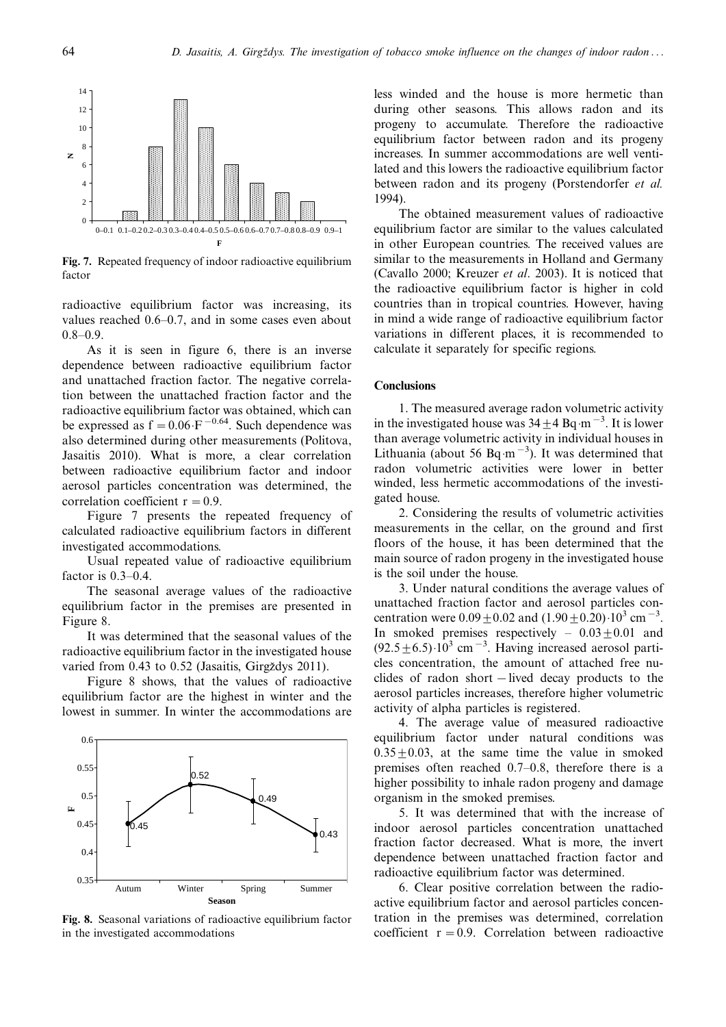Fig. 7. Repeated frequency of indoor radioactive equilibrium factor

radioactive equilibrium factor was increasing, its values reached 0.6–0.7, and in some cases even about 0.8–0.9.

As it is seen in figure 6, there is an inverse dependence between radioactive equilibrium factor and unattached fraction factor. The negative correlation between the unattached fraction factor and the radioactive equilibrium factor was obtained, which can be expressed as $f = 0.06 \cdot F^{-0.64}$. Such dependence was also determined during other measurements (Politova, Jasaitis 2010). What is more, a clear correlation between radioactive equilibrium factor and indoor aerosol particles concentration was determined, the correlation coefficient $r = 0.9$.

Figure 7 presents the repeated frequency of calculated radioactive equilibrium factors in different investigated accommodations.

Usual repeated value of radioactive equilibrium factor is 0.3–0.4.

The seasonal average values of the radioactive equilibrium factor in the premises are presented in Figure 8.

It was determined that the seasonal values of the radioactive equilibrium factor in the investigated house varied from 0.43 to 0.52 (Jasaitis, Girgždys 2011).

Figure 8 shows, that the values of radioactive equilibrium factor are the highest in winter and the lowest in summer. In winter the accommodations are less winded and the house is more hermetic than during other seasons. This allows radon and its progeny to accumulate. Therefore the radioactive equilibrium factor between radon and its progeny increases. In summer accommodations are well ventilated and this lowers the radioactive equilibrium factor between radon and its progeny (Porstendorfer *et al.* 1994).

Fig. 8. Seasonal variations of radioactive equilibrium factor in the investigated accommodations

The obtained measurement values of radioactive equilibrium factor are similar to the values calculated in other European countries. The received values are similar to the measurements in Holland and Germany (Cavallo 2000; Kreuzer *et al*. 2003). It is noticed that the radioactive equilibrium factor is higher in cold countries than in tropical countries. However, having in mind a wide range of radioactive equilibrium factor variations in different places, it is recommended to calculate it separately for specific regions.

## Conclusions

1. The measured average radon volumetric activity in the investigated house was $34 \pm 4$ Bq·m$^{-3}$. It is lower than average volumetric activity in individual houses in Lithuania (about 56 Bq·m$^{-3}$). It was determined that radon volumetric activities were lower in better winded, less hermetic accommodations of the investigated house.

2. Considering the results of volumetric activities measurements in the cellar, on the ground and first floors of the house, it has been determined that the main source of radon progeny in the investigated house is the soil under the house.

3. Under natural conditions the average values of unattached fraction factor and aerosol particles concentration were $0.09 \pm 0.02$ and $(1.90 \pm 0.20) \cdot 10^3$ cm$^{-3}$. In smoked premises respectively – $0.03 \pm 0.01$ and $(92.5 \pm 6.5) \cdot 10^3$ cm$^{-3}$. Having increased aerosol particles concentration, the amount of attached free nuclides of radon short – lived decay products to the aerosol particles increases, therefore higher volumetric activity of alpha particles is registered.

4. The average value of measured radioactive equilibrium factor under natural conditions was $0.35 \pm 0.03$, at the same time the value in smoked premises often reached 0.7–0.8, therefore there is a higher possibility to inhale radon progeny and damage organism in the smoked premises.

5. It was determined that with the increase of indoor aerosol particles concentration unattached fraction factor decreased. What is more, the invert dependence between unattached fraction factor and radioactive equilibrium factor was determined.

6. Clear positive correlation between the radioactive equilibrium factor and aerosol particles concentration in the premises was determined, correlation coefficient $r = 0.9$. Correlation between radioactive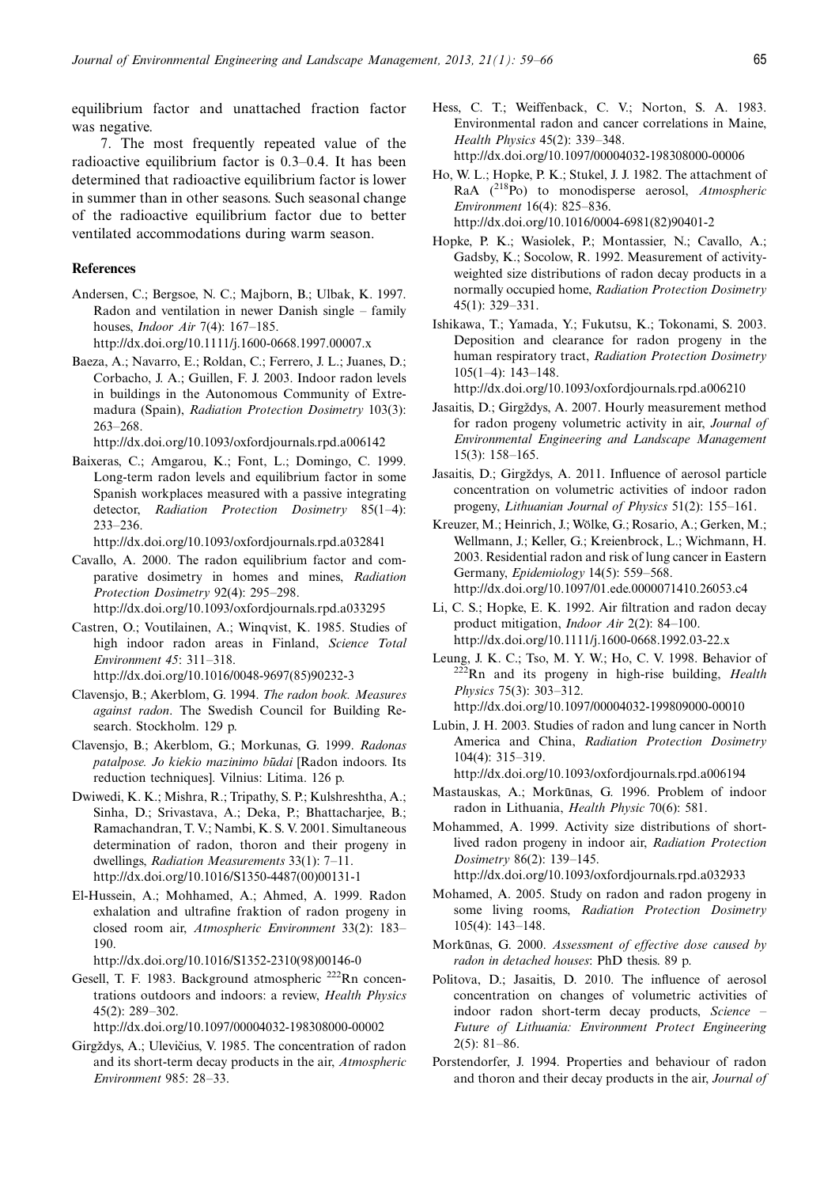equilibrium factor and unattached fraction factor was negative.

7. The most frequently repeated value of the radioactive equilibrium factor is 0.3–0.4. It has been determined that radioactive equilibrium factor is lower in summer than in other seasons. Such seasonal change of the radioactive equilibrium factor due to better ventilated accommodations during warm season.

## References

Andersen, C.; Bergsoe, N. C.; Majborn, B.; Ulbak, K. 1997. Radon and ventilation in newer Danish single – family houses, *Indoor Air* 7(4): 167–185. http://dx.doi.org/10.1111/j.1600-0668.1997.00007.x

Baeza, A.; Navarro, E.; Roldan, C.; Ferrero, J. L.; Juanes, D.; Corbacho, J. A.; Guillen, F. J. 2003. Indoor radon levels in buildings in the Autonomous Community of Extremadura (Spain), *Radiation Protection Dosimetry* 103(3): 263–268. http://dx.doi.org/10.1093/oxfordjournals.rpd.a006142

Baixeras, C.; Amgarou, K.; Font, L.; Domingo, C. 1999. Long-term radon levels and equilibrium factor in some Spanish workplaces measured with a passive integrating detector, *Radiation Protection Dosimetry* 85(1–4): 233–236. http://dx.doi.org/10.1093/oxfordjournals.rpd.a032841

Cavallo, A. 2000. The radon equilibrium factor and comparative dosimetry in homes and mines, *Radiation Protection Dosimetry* 92(4): 295–298. http://dx.doi.org/10.1093/oxfordjournals.rpd.a033295

Castren, O.; Voutilainen, A.; Winqvist, K. 1985. Studies of high indoor radon areas in Finland, *Science Total Environment 45*: 311–318. http://dx.doi.org/10.1016/0048-9697(85)90232-3

Clavensjo, B.; Akerblom, G. 1994. *The radon book. Measures against radon*. The Swedish Council for Building Research. Stockholm. 129 p.

Clavensjo, B.; Akerblom, G.; Morkunas, G. 1999. *Radonas patalpose. Jo kiekio mazinimo būdai* [Radon indoors. Its reduction techniques]. Vilnius: Litima. 126 p.

Dwiwedi, K. K.; Mishra, R.; Tripathy, S. P.; Kulshreshtha, A.; Sinha, D.; Srivastava, A.; Deka, P.; Bhattacharjee, B.; Ramachandran, T. V.; Nambi, K. S. V. 2001. Simultaneous determination of radon, thoron and their progeny in dwellings, *Radiation Measurements* 33(1): 7–11. http://dx.doi.org/10.1016/S1350-4487(00)00131-1

El-Hussein, A.; Mohhamed, A.; Ahmed, A. 1999. Radon exhalation and ultrafine fraktion of radon progeny in closed room air, *Atmospheric Environment* 33(2): 183–190. http://dx.doi.org/10.1016/S1352-2310(98)00146-0

Gesell, T. F. 1983. Background atmospheric $^{222}$Rn concentrations outdoors and indoors: a review, *Health Physics* 45(2): 289–302. http://dx.doi.org/10.1097/00004032-198308000-00002

Girgždys, A.; Ulevičius, V. 1985. The concentration of radon and its short-term decay products in the air, *Atmospheric Environment* 985: 28–33.

Hess, C. T.; Weiffenback, C. V.; Norton, S. A. 1983. Environmental radon and cancer correlations in Maine, *Health Physics* 45(2): 339–348. http://dx.doi.org/10.1097/00004032-198308000-00006

Ho, W. L.; Hopke, P. K.; Stukel, J. J. 1982. The attachment of RaA ($^{218}$Po) to monodisperse aerosol, *Atmospheric Environment* 16(4): 825–836. http://dx.doi.org/10.1016/0004-6981(82)90401-2

Hopke, P. K.; Wasiolek, P.; Montassier, N.; Cavallo, A.; Gadsby, K.; Socolow, R. 1992. Measurement of activity-weighted size distributions of radon decay products in a normally occupied home, *Radiation Protection Dosimetry* 45(1): 329–331.

Ishikawa, T.; Yamada, Y.; Fukutsu, K.; Tokonami, S. 2003. Deposition and clearance for radon progeny in the human respiratory tract, *Radiation Protection Dosimetry* 105(1–4): 143–148. http://dx.doi.org/10.1093/oxfordjournals.rpd.a006210

Jasaitis, D.; Girgždys, A. 2007. Hourly measurement method for radon progeny volumetric activity in air, *Journal of Environmental Engineering and Landscape Management* 15(3): 158–165.

Jasaitis, D.; Girgždys, A. 2011. Influence of aerosol particle concentration on volumetric activities of indoor radon progeny, *Lithuanian Journal of Physics* 51(2): 155–161.

Kreuzer, M.; Heinrich, J.; Wölke, G.; Rosario, A.; Gerken, M.; Wellmann, J.; Keller, G.; Kreienbrock, L.; Wichmann, H. 2003. Residential radon and risk of lung cancer in Eastern Germany, *Epidemiology* 14(5): 559–568. http://dx.doi.org/10.1097/01.ede.0000071410.26053.c4

Li, C. S.; Hopke, E. K. 1992. Air filtration and radon decay product mitigation, *Indoor Air* 2(2): 84–100. http://dx.doi.org/10.1111/j.1600-0668.1992.03-22.x

Leung, J. K. C.; Tso, M. Y. W.; Ho, C. V. 1998. Behavior of $^{222}$Rn and its progeny in high-rise building, *Health Physics* 75(3): 303–312. http://dx.doi.org/10.1097/00004032-199809000-00010

Lubin, J. H. 2003. Studies of radon and lung cancer in North America and China, *Radiation Protection Dosimetry* 104(4): 315–319. http://dx.doi.org/10.1093/oxfordjournals.rpd.a006194

Mastauskas, A.; Morkūnas, G. 1996. Problem of indoor radon in Lithuania, *Health Physic* 70(6): 581.

Mohammed, A. 1999. Activity size distributions of short-lived radon progeny in indoor air, *Radiation Protection Dosimetry* 86(2): 139–145. http://dx.doi.org/10.1093/oxfordjournals.rpd.a032933

Mohamed, A. 2005. Study on radon and radon progeny in some living rooms, *Radiation Protection Dosimetry* 105(4): 143–148.

Morkūnas, G. 2000. *Assessment of effective dose caused by radon in detached houses*: PhD thesis. 89 p.

Politova, D.; Jasaitis, D. 2010. The influence of aerosol concentration on changes of volumetric activities of indoor radon short-term decay products, *Science – Future of Lithuania: Environment Protect Engineering* 2(5): 81–86.

Porstendorfer, J. 1994. Properties and behaviour of radon and thoron and their decay products in the air, *Journal of*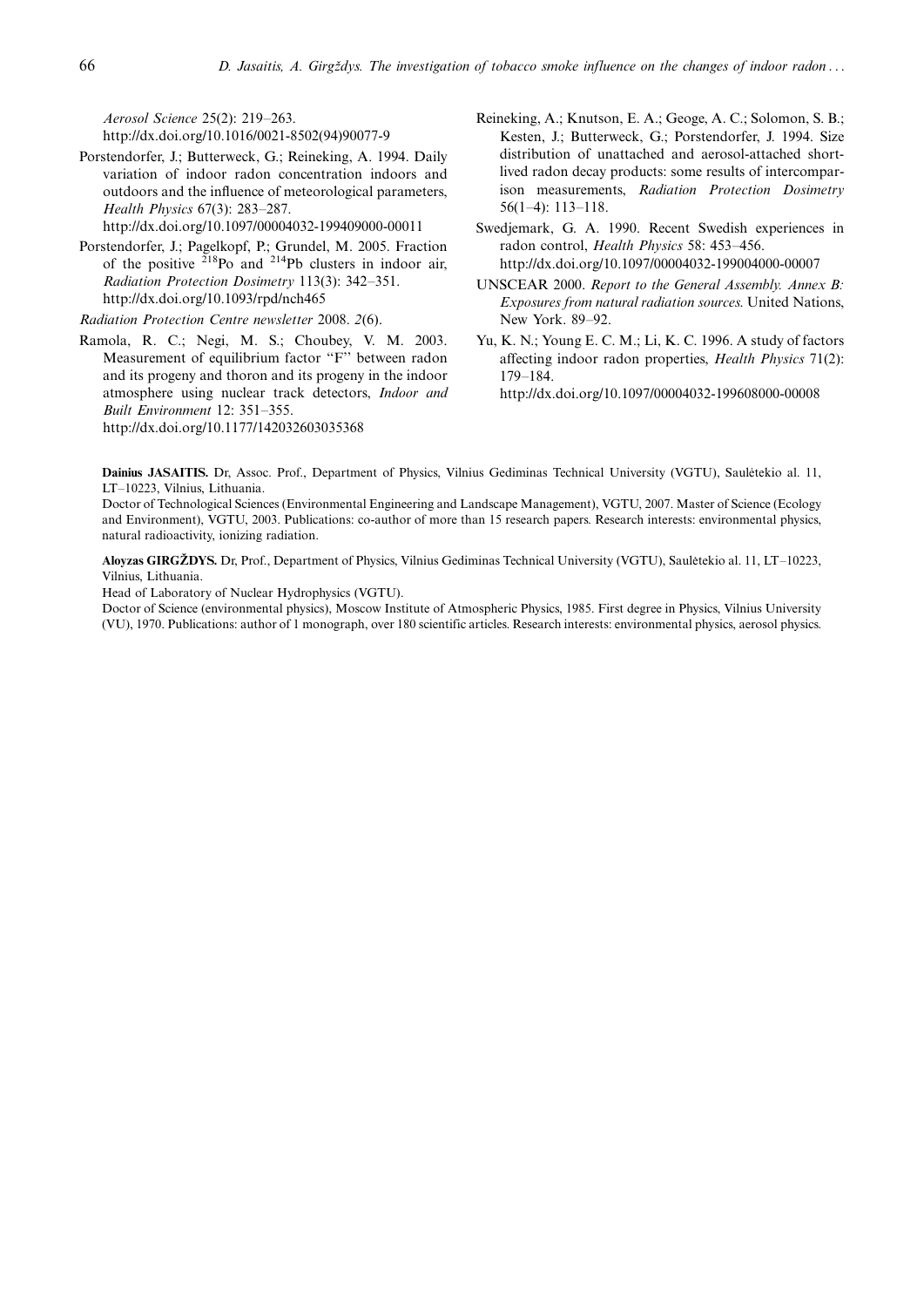*Aerosol Science* 25(2): 219–263.
http://dx.doi.org/10.1016/0021-8502(94)90077-9

Porstendorfer, J.; Butterweck, G.; Reineking, A. 1994. Daily variation of indoor radon concentration indoors and outdoors and the influence of meteorological parameters, *Health Physics* 67(3): 283–287.
http://dx.doi.org/10.1097/00004032-199409000-00011

Porstendorfer, J.; Pagelkopf, P.; Grundel, M. 2005. Fraction of the positive $^{218}$Po and $^{214}$Pb clusters in indoor air, *Radiation Protection Dosimetry* 113(3): 342–351.
http://dx.doi.org/10.1093/rpd/nch465

*Radiation Protection Centre newsletter* 2008. *2*(6).

Ramola, R. C.; Negi, M. S.; Choubey, V. M. 2003. Measurement of equilibrium factor "F" between radon and its progeny and thoron and its progeny in the indoor atmosphere using nuclear track detectors, *Indoor and Built Environment* 12: 351–355.
http://dx.doi.org/10.1177/142032603035368

Reineking, A.; Knutson, E. A.; Geoge, A. C.; Solomon, S. B.; Kesten, J.; Butterweck, G.; Porstendorfer, J. 1994. Size distribution of unattached and aerosol-attached short-lived radon decay products: some results of intercomparison measurements, *Radiation Protection Dosimetry* 56(1–4): 113–118.

Swedjemark, G. A. 1990. Recent Swedish experiences in radon control, *Health Physics* 58: 453–456.
http://dx.doi.org/10.1097/00004032-199004000-00007

UNSCEAR 2000. *Report to the General Assembly. Annex B: Exposures from natural radiation sources.* United Nations, New York. 89–92.

Yu, K. N.; Young E. C. M.; Li, K. C. 1996. A study of factors affecting indoor radon properties, *Health Physics* 71(2): 179–184.
http://dx.doi.org/10.1097/00004032-199608000-00008

**Dainius JASAITIS.** Dr, Assoc. Prof., Department of Physics, Vilnius Gediminas Technical University (VGTU), Saulėtekio al. 11, LT–10223, Vilnius, Lithuania.

Doctor of Technological Sciences (Environmental Engineering and Landscape Management), VGTU, 2007. Master of Science (Ecology and Environment), VGTU, 2003. Publications: co-author of more than 15 research papers. Research interests: environmental physics, natural radioactivity, ionizing radiation.

**Aloyzas GIRGŽDYS.** Dr, Prof., Department of Physics, Vilnius Gediminas Technical University (VGTU), Saulėtekio al. 11, LT–10223, Vilnius, Lithuania.

Head of Laboratory of Nuclear Hydrophysics (VGTU).

Doctor of Science (environmental physics), Moscow Institute of Atmospheric Physics, 1985. First degree in Physics, Vilnius University (VU), 1970. Publications: author of 1 monograph, over 180 scientific articles. Research interests: environmental physics, aerosol physics.